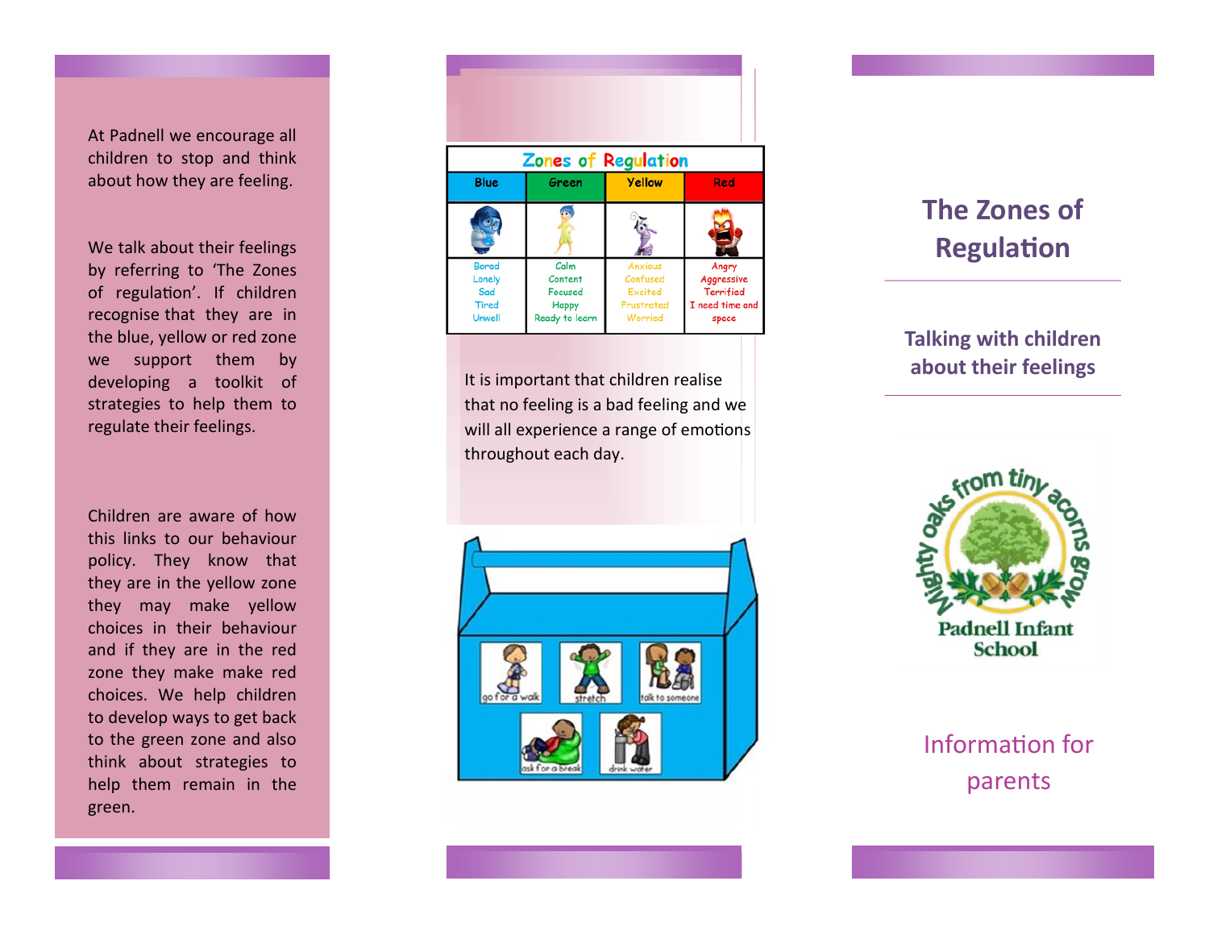At Padnell we encourage all children to stop and think about how they are feeling.

We talk about their feelings by referring to 'The Zones of regulation'. If children recognise that they are in the blue, yellow or red zone we support them by developing a toolkit of strategies to help them to regulate their feelings.

Children are aware of how this links to our behaviour policy. They know that they are in the yellow zone they may make yellow choices in their behaviour and if they are in the red zone they make make red choices. We help children to develop ways to get back to the green zone and also think about strategies to help them remain in the green.

**Zones of Regulation**

| Blue | Green | Yellow | Red |
|---|---|---|---|
| Bored<br>Lonely<br>Sad<br>Tired<br>Unwell | Calm<br>Content<br>Focused<br>Happy<br>Ready to learn | Anxious<br>Confused<br>Excited<br>Frustrated<br>Worried | Angry<br>Aggressive<br>Terrified<br>I need time and space |

It is important that children realise that no feeling is a bad feeling and we will all experience a range of emotions throughout each day.

go for a walk · stretch · talk to someone · ask for a break · drink water

# The Zones of Regulation

## Talking with children about their feelings

Mighty oaks from tiny acorns grow

Padnell Infant School

Information for parents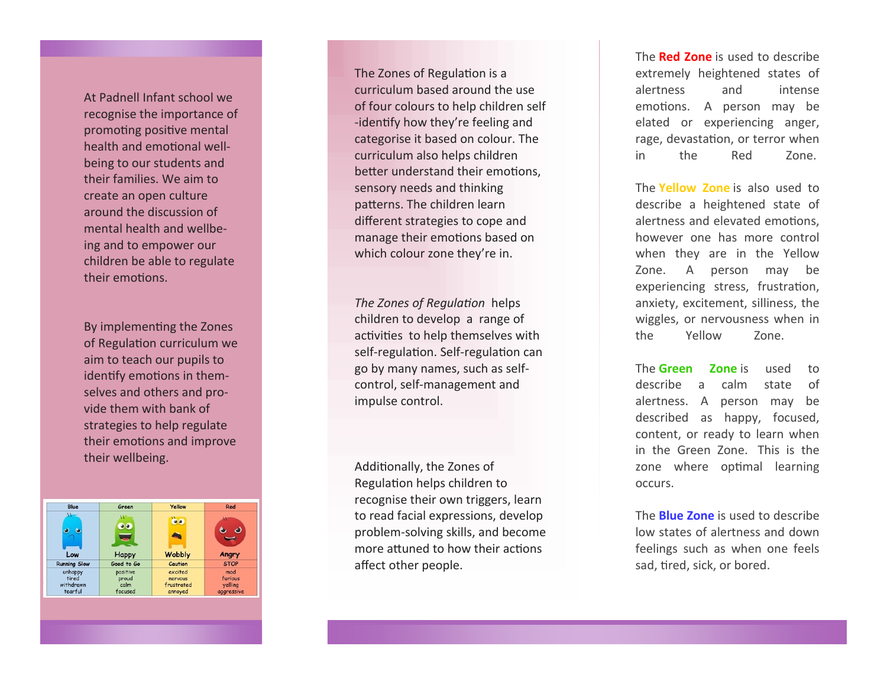At Padnell Infant school we recognise the importance of promoting positive mental health and emotional well-being to our students and their families. We aim to create an open culture around the discussion of mental health and wellbeing and to empower our children be able to regulate their emotions.

By implementing the Zones of Regulation curriculum we aim to teach our pupils to identify emotions in themselves and others and provide them with bank of strategies to help regulate their emotions and improve their wellbeing.

| Blue | Green | Yellow | Red |
|---|---|---|---|
| Low | Happy | Wobbly | Angry |
| Running Slow | Good to Go | Caution | STOP |
| unhappy<br>tired<br>withdrawn<br>tearful | positive<br>proud<br>calm<br>focused | excited<br>nervous<br>frustrated<br>annoyed | mad<br>furious<br>yelling<br>aggressive |

The Zones of Regulation is a curriculum based around the use of four colours to help children self-identify how they're feeling and categorise it based on colour. The curriculum also helps children better understand their emotions, sensory needs and thinking patterns. The children learn different strategies to cope and manage their emotions based on which colour zone they're in.

*The Zones of Regulation* helps children to develop a range of activities to help themselves with self-regulation. Self-regulation can go by many names, such as self-control, self-management and impulse control.

Additionally, the Zones of Regulation helps children to recognise their own triggers, learn to read facial expressions, develop problem-solving skills, and become more attuned to how their actions affect other people.

The **Red Zone** is used to describe extremely heightened states of alertness and intense emotions. A person may be elated or experiencing anger, rage, devastation, or terror when in the Red Zone.

The **Yellow Zone** is also used to describe a heightened state of alertness and elevated emotions, however one has more control when they are in the Yellow Zone. A person may be experiencing stress, frustration, anxiety, excitement, silliness, the wiggles, or nervousness when in the Yellow Zone.

The **Green Zone** is used to describe a calm state of alertness. A person may be described as happy, focused, content, or ready to learn when in the Green Zone. This is the zone where optimal learning occurs.

The **Blue Zone** is used to describe low states of alertness and down feelings such as when one feels sad, tired, sick, or bored.